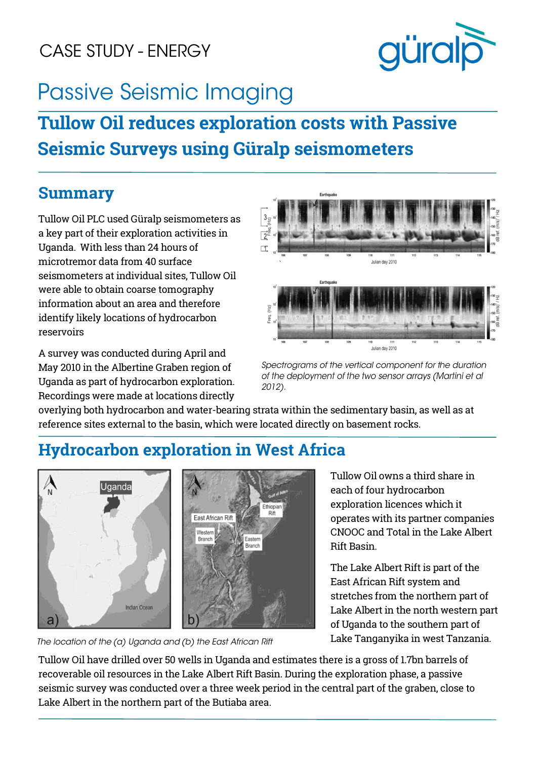CASE STUDY - ENERGY

# Passive Seismic Imaging

## Tullow Oil reduces exploration costs with Passive Seismic Surveys using Güralp seismometers

## Summary

Tullow Oil PLC used Güralp seismometers as a key part of their exploration activities in Uganda. With less than 24 hours of microtremor data from 40 surface seismometers at individual sites, Tullow Oil were able to obtain coarse tomography information about an area and therefore identify likely locations of hydrocarbon reservoirs

A survey was conducted during April and May 2010 in the Albertine Graben region of Uganda as part of hydrocarbon exploration. Recordings were made at locations directly overlying both hydrocarbon and water-bearing strata within the sedimentary basin, as well as at reference sites external to the basin, which were located directly on basement rocks.

*Spectrograms of the vertical component for the duration of the deployment of the two sensor arrays (Martini et al 2012).*

## Hydrocarbon exploration in West Africa

*The location of the (a) Uganda and (b) the East African Rift*

Tullow Oil owns a third share in each of four hydrocarbon exploration licences which it operates with its partner companies CNOOC and Total in the Lake Albert Rift Basin.

The Lake Albert Rift is part of the East African Rift system and stretches from the northern part of Lake Albert in the north western part of Uganda to the southern part of Lake Tanganyika in west Tanzania.

Tullow Oil have drilled over 50 wells in Uganda and estimates there is a gross of 1.7bn barrels of recoverable oil resources in the Lake Albert Rift Basin. During the exploration phase, a passive seismic survey was conducted over a three week period in the central part of the graben, close to Lake Albert in the northern part of the Butiaba area.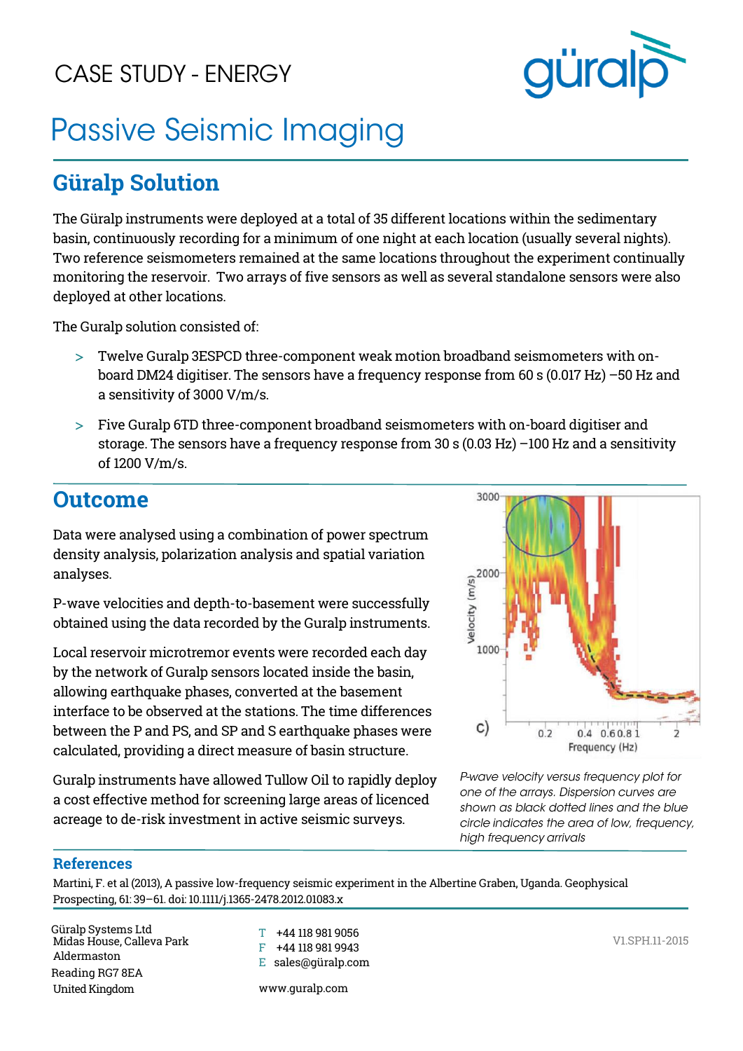CASE STUDY - ENERGY

# Passive Seismic Imaging

## Güralp Solution

The Güralp instruments were deployed at a total of 35 different locations within the sedimentary basin, continuously recording for a minimum of one night at each location (usually several nights). Two reference seismometers remained at the same locations throughout the experiment continually monitoring the reservoir. Two arrays of five sensors as well as several standalone sensors were also deployed at other locations.

The Guralp solution consisted of:

- Twelve Guralp 3ESPCD three-component weak motion broadband seismometers with on-board DM24 digitiser. The sensors have a frequency response from 60 s (0.017 Hz) –50 Hz and a sensitivity of 3000 V/m/s.
- Five Guralp 6TD three-component broadband seismometers with on-board digitiser and storage. The sensors have a frequency response from 30 s (0.03 Hz) –100 Hz and a sensitivity of 1200 V/m/s.

## Outcome

Data were analysed using a combination of power spectrum density analysis, polarization analysis and spatial variation analyses.

P-wave velocities and depth-to-basement were successfully obtained using the data recorded by the Guralp instruments.

Local reservoir microtremor events were recorded each day by the network of Guralp sensors located inside the basin, allowing earthquake phases, converted at the basement interface to be observed at the stations. The time differences between the P and PS, and SP and S earthquake phases were calculated, providing a direct measure of basin structure.

Guralp instruments have allowed Tullow Oil to rapidly deploy a cost effective method for screening large areas of licenced acreage to de-risk investment in active seismic surveys.

3000
2000
Velocity (m/s)
1000
c)
0.2
0.4
0.6 0.8 1
2
Frequency (Hz)

*P-wave velocity versus frequency plot for one of the arrays. Dispersion curves are shown as black dotted lines and the blue circle indicates the area of low, frequency, high frequency arrivals*

## References

Martini, F. et al (2013), A passive low-frequency seismic experiment in the Albertine Graben, Uganda. Geophysical Prospecting, 61: 39–61. doi: 10.1111/j.1365-2478.2012.01083.x

Güralp Systems Ltd
Midas House, Calleva Park
Aldermaston
Reading RG7 8EA
United Kingdom

T +44 118 981 9056
F +44 118 981 9943
E sales@güralp.com

www.guralp.com

V1.SPH.11-2015